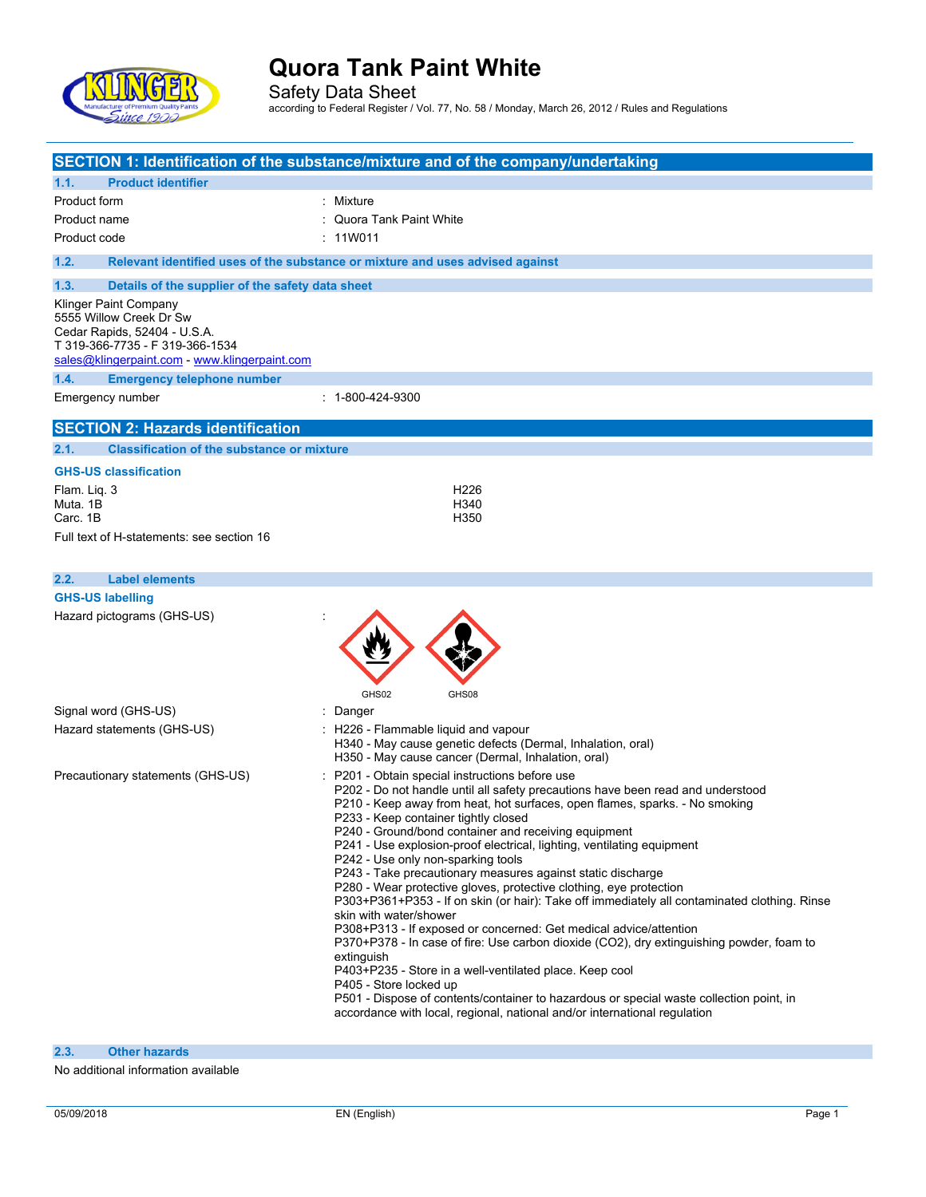// Quora Tank Paint White
Safety Data Sheet
according to Federal Register / Vol. 77, No. 58 / Monday, March 26, 2012 / Rules and Regulations

## SECTION 1: Identification of the substance/mixture and of the company/undertaking

### 1.1. Product identifier

| | |
|---|---|
| Product form | : Mixture |
| Product name | : Quora Tank Paint White |
| Product code | : 11W011 |

### 1.2. Relevant identified uses of the substance or mixture and uses advised against

### 1.3. Details of the supplier of the safety data sheet

Klinger Paint Company
5555 Willow Creek Dr Sw
Cedar Rapids, 52404 - U.S.A.
T 319-366-7735 - F 319-366-1534
sales@klingerpaint.com - www.klingerpaint.com

### 1.4. Emergency telephone number

| | |
|---|---|
| Emergency number | : 1-800-424-9300 |

## SECTION 2: Hazards identification

### 2.1. Classification of the substance or mixture

**GHS-US classification**

| | |
|---|---|
| Flam. Liq. 3 | H226 |
| Muta. 1B | H340 |
| Carc. 1B | H350 |

Full text of H-statements: see section 16

### 2.2. Label elements

**GHS-US labelling**

Hazard pictograms (GHS-US) :

GHS02 GHS08

Signal word (GHS-US) : Danger

Hazard statements (GHS-US) :
- H226 - Flammable liquid and vapour
- H340 - May cause genetic defects (Dermal, Inhalation, oral)
- H350 - May cause cancer (Dermal, Inhalation, oral)

Precautionary statements (GHS-US) :
- P201 - Obtain special instructions before use
- P202 - Do not handle until all safety precautions have been read and understood
- P210 - Keep away from heat, hot surfaces, open flames, sparks. - No smoking
- P233 - Keep container tightly closed
- P240 - Ground/bond container and receiving equipment
- P241 - Use explosion-proof electrical, lighting, ventilating equipment
- P242 - Use only non-sparking tools
- P243 - Take precautionary measures against static discharge
- P280 - Wear protective gloves, protective clothing, eye protection
- P303+P361+P353 - If on skin (or hair): Take off immediately all contaminated clothing. Rinse skin with water/shower
- P308+P313 - If exposed or concerned: Get medical advice/attention
- P370+P378 - In case of fire: Use carbon dioxide ($CO_2$), dry extinguishing powder, foam to extinguish
- P403+P235 - Store in a well-ventilated place. Keep cool
- P405 - Store locked up
- P501 - Dispose of contents/container to hazardous or special waste collection point, in accordance with local, regional, national and/or international regulation

### 2.3. Other hazards

No additional information available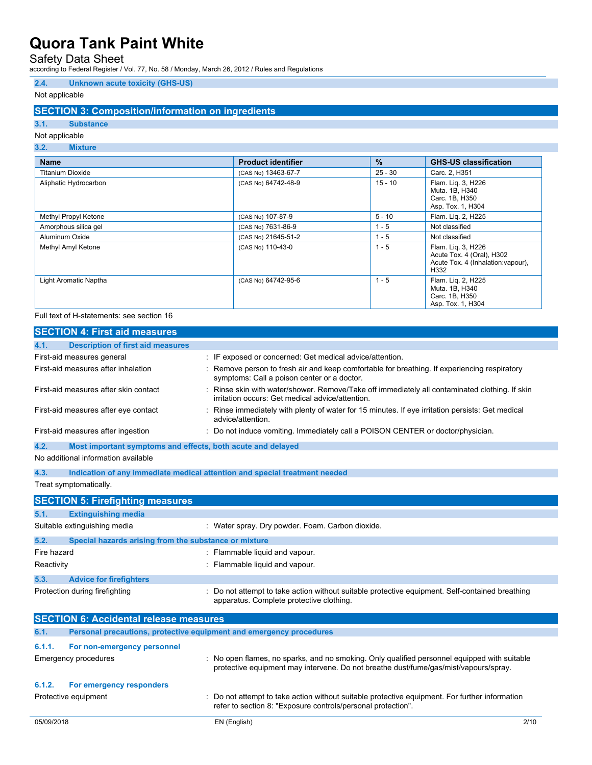## 2.4. Unknown acute toxicity (GHS-US)

Not applicable

# SECTION 3: Composition/information on ingredients

## 3.1. Substance

Not applicable

## 3.2. Mixture

| Name | Product identifier | % | GHS-US classification |
|---|---|---|---|
| Titanium Dioxide | (CAS No) 13463-67-7 | 25 - 30 | Carc. 2, H351 |
| Aliphatic Hydrocarbon | (CAS No) 64742-48-9 | 15 - 10 | Flam. Liq. 3, H226<br>Muta. 1B, H340<br>Carc. 1B, H350<br>Asp. Tox. 1, H304 |
| Methyl Propyl Ketone | (CAS No) 107-87-9 | 5 - 10 | Flam. Liq. 2, H225 |
| Amorphous silica gel | (CAS No) 7631-86-9 | 1 - 5 | Not classified |
| Aluminum Oxide | (CAS No) 21645-51-2 | 1 - 5 | Not classified |
| Methyl Amyl Ketone | (CAS No) 110-43-0 | 1 - 5 | Flam. Liq. 3, H226<br>Acute Tox. 4 (Oral), H302<br>Acute Tox. 4 (Inhalation:vapour), H332 |
| Light Aromatic Naptha | (CAS No) 64742-95-6 | 1 - 5 | Flam. Liq. 2, H225<br>Muta. 1B, H340<br>Carc. 1B, H350<br>Asp. Tox. 1, H304 |

Full text of H-statements: see section 16

# SECTION 4: First aid measures

## 4.1. Description of first aid measures

First-aid measures general : IF exposed or concerned: Get medical advice/attention.

First-aid measures after inhalation : Remove person to fresh air and keep comfortable for breathing. If experiencing respiratory symptoms: Call a poison center or a doctor.

First-aid measures after skin contact : Rinse skin with water/shower. Remove/Take off immediately all contaminated clothing. If skin irritation occurs: Get medical advice/attention.

First-aid measures after eye contact : Rinse immediately with plenty of water for 15 minutes. If eye irritation persists: Get medical advice/attention.

First-aid measures after ingestion : Do not induce vomiting. Immediately call a POISON CENTER or doctor/physician.

## 4.2. Most important symptoms and effects, both acute and delayed

No additional information available

## 4.3. Indication of any immediate medical attention and special treatment needed

Treat symptomatically.

# SECTION 5: Firefighting measures

## 5.1. Extinguishing media

Suitable extinguishing media : Water spray. Dry powder. Foam. Carbon dioxide.

## 5.2. Special hazards arising from the substance or mixture

Fire hazard : Flammable liquid and vapour.

Reactivity : Flammable liquid and vapour.

## 5.3. Advice for firefighters

Protection during firefighting : Do not attempt to take action without suitable protective equipment. Self-contained breathing apparatus. Complete protective clothing.

# SECTION 6: Accidental release measures

## 6.1. Personal precautions, protective equipment and emergency procedures

### 6.1.1. For non-emergency personnel

Emergency procedures : No open flames, no sparks, and no smoking. Only qualified personnel equipped with suitable protective equipment may intervene. Do not breathe dust/fume/gas/mist/vapours/spray.

### 6.1.2. For emergency responders

Protective equipment : Do not attempt to take action without suitable protective equipment. For further information refer to section 8: "Exposure controls/personal protection".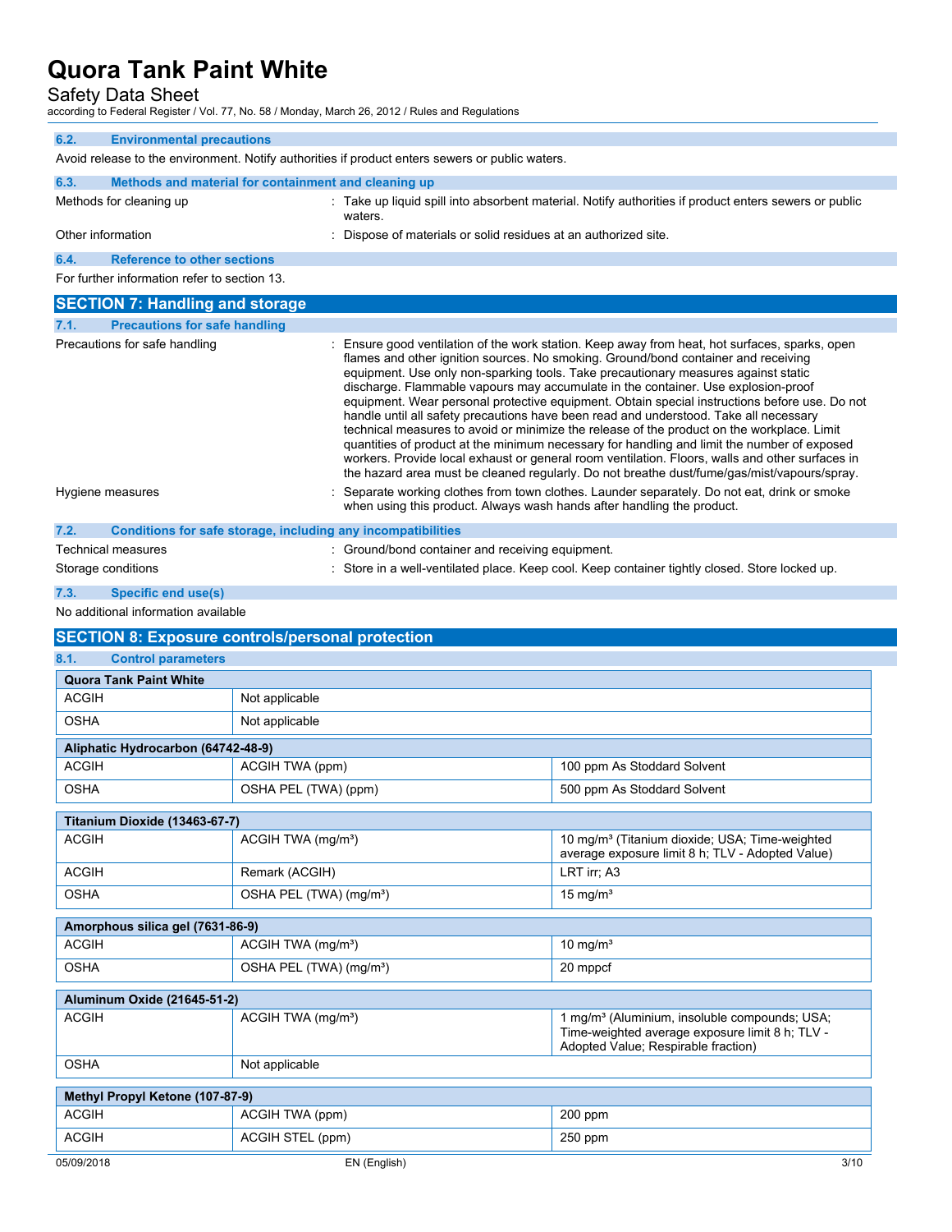### 6.2. Environmental precautions

Avoid release to the environment. Notify authorities if product enters sewers or public waters.

### 6.3. Methods and material for containment and cleaning up

| | |
|---|---|
| Methods for cleaning up | : Take up liquid spill into absorbent material. Notify authorities if product enters sewers or public waters. |
| Other information | : Dispose of materials or solid residues at an authorized site. |

### 6.4. Reference to other sections

For further information refer to section 13.

## SECTION 7: Handling and storage

### 7.1. Precautions for safe handling

| | |
|---|---|
| Precautions for safe handling | : Ensure good ventilation of the work station. Keep away from heat, hot surfaces, sparks, open flames and other ignition sources. No smoking. Ground/bond container and receiving equipment. Use only non-sparking tools. Take precautionary measures against static discharge. Flammable vapours may accumulate in the container. Use explosion-proof equipment. Wear personal protective equipment. Obtain special instructions before use. Do not handle until all safety precautions have been read and understood. Take all necessary technical measures to avoid or minimize the release of the product on the workplace. Limit quantities of product at the minimum necessary for handling and limit the number of exposed workers. Provide local exhaust or general room ventilation. Floors, walls and other surfaces in the hazard area must be cleaned regularly. Do not breathe dust/fume/gas/mist/vapours/spray. |
| Hygiene measures | : Separate working clothes from town clothes. Launder separately. Do not eat, drink or smoke when using this product. Always wash hands after handling the product. |

### 7.2. Conditions for safe storage, including any incompatibilities

| | |
|---|---|
| Technical measures | : Ground/bond container and receiving equipment. |
| Storage conditions | : Store in a well-ventilated place. Keep cool. Keep container tightly closed. Store locked up. |

### 7.3. Specific end use(s)

No additional information available

## SECTION 8: Exposure controls/personal protection

### 8.1. Control parameters

| Quora Tank Paint White | | |
|---|---|---|
| ACGIH | Not applicable | |
| OSHA | Not applicable | |

| Aliphatic Hydrocarbon (64742-48-9) | | |
|---|---|---|
| ACGIH | ACGIH TWA (ppm) | 100 ppm As Stoddard Solvent |
| OSHA | OSHA PEL (TWA) (ppm) | 500 ppm As Stoddard Solvent |

| Titanium Dioxide (13463-67-7) | | |
|---|---|---|
| ACGIH | ACGIH TWA (mg/m³) | 10 mg/m³ (Titanium dioxide; USA; Time-weighted average exposure limit 8 h; TLV - Adopted Value) |
| ACGIH | Remark (ACGIH) | LRT irr; A3 |
| OSHA | OSHA PEL (TWA) (mg/m³) | 15 mg/m³ |

| Amorphous silica gel (7631-86-9) | | |
|---|---|---|
| ACGIH | ACGIH TWA (mg/m³) | 10 mg/m³ |
| OSHA | OSHA PEL (TWA) (mg/m³) | 20 mppcf |

| Aluminum Oxide (21645-51-2) | | |
|---|---|---|
| ACGIH | ACGIH TWA (mg/m³) | 1 mg/m³ (Aluminium, insoluble compounds; USA; Time-weighted average exposure limit 8 h; TLV - Adopted Value; Respirable fraction) |
| OSHA | Not applicable | |

| Methyl Propyl Ketone (107-87-9) | | |
|---|---|---|
| ACGIH | ACGIH TWA (ppm) | 200 ppm |
| ACGIH | ACGIH STEL (ppm) | 250 ppm |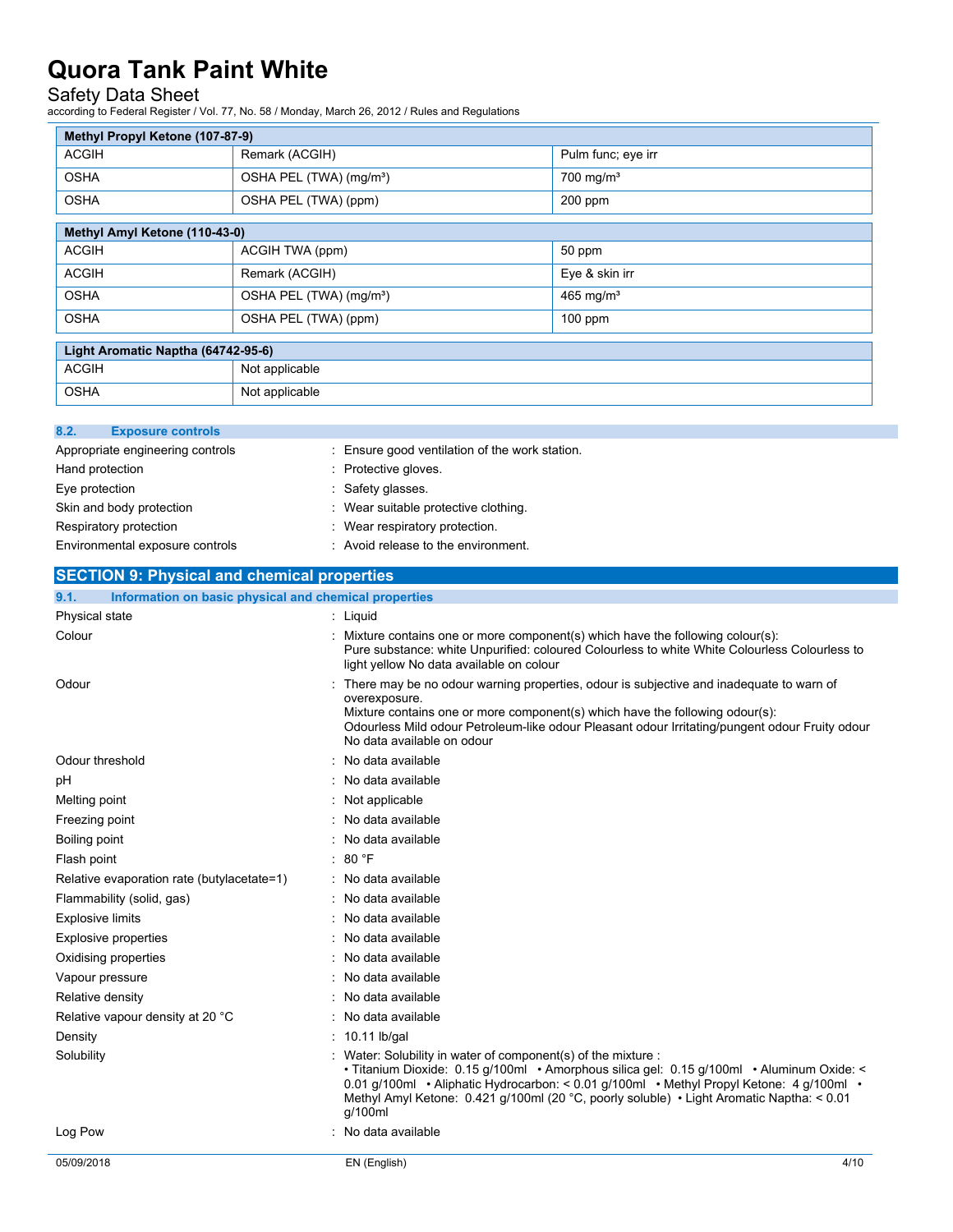| Methyl Propyl Ketone (107-87-9) | | |
|---|---|---|
| ACGIH | Remark (ACGIH) | Pulm func; eye irr |
| OSHA | OSHA PEL (TWA) (mg/m³) | 700 mg/m³ |
| OSHA | OSHA PEL (TWA) (ppm) | 200 ppm |

| Methyl Amyl Ketone (110-43-0) | | |
|---|---|---|
| ACGIH | ACGIH TWA (ppm) | 50 ppm |
| ACGIH | Remark (ACGIH) | Eye & skin irr |
| OSHA | OSHA PEL (TWA) (mg/m³) | 465 mg/m³ |
| OSHA | OSHA PEL (TWA) (ppm) | 100 ppm |

| Light Aromatic Naptha (64742-95-6) | |
|---|---|
| ACGIH | Not applicable |
| OSHA | Not applicable |

### 8.2. Exposure controls

Appropriate engineering controls : Ensure good ventilation of the work station.

Hand protection : Protective gloves.

Eye protection : Safety glasses.

Skin and body protection : Wear suitable protective clothing.

Respiratory protection : Wear respiratory protection.

Environmental exposure controls : Avoid release to the environment.

## SECTION 9: Physical and chemical properties

### 9.1. Information on basic physical and chemical properties

Physical state : Liquid

Colour : Mixture contains one or more component(s) which have the following colour(s):
Pure substance: white Unpurified: coloured Colourless to white White Colourless Colourless to light yellow No data available on colour

Odour : There may be no odour warning properties, odour is subjective and inadequate to warn of overexposure.
Mixture contains one or more component(s) which have the following odour(s):
Odourless Mild odour Petroleum-like odour Pleasant odour Irritating/pungent odour Fruity odour No data available on odour

Odour threshold : No data available

pH : No data available

Melting point : Not applicable

Freezing point : No data available

Boiling point : No data available

Flash point : 80 °F

Relative evaporation rate (butylacetate=1) : No data available

Flammability (solid, gas) : No data available

Explosive limits : No data available

Explosive properties : No data available

Oxidising properties : No data available

Vapour pressure : No data available

Relative density : No data available

Relative vapour density at 20 °C : No data available

Density : 10.11 lb/gal

Solubility : Water: Solubility in water of component(s) of the mixture :
• Titanium Dioxide: 0.15 g/100ml • Amorphous silica gel: 0.15 g/100ml • Aluminum Oxide: < 0.01 g/100ml • Aliphatic Hydrocarbon: < 0.01 g/100ml • Methyl Propyl Ketone: 4 g/100ml • Methyl Amyl Ketone: 0.421 g/100ml (20 °C, poorly soluble) • Light Aromatic Naptha: < 0.01 g/100ml

Log Pow : No data available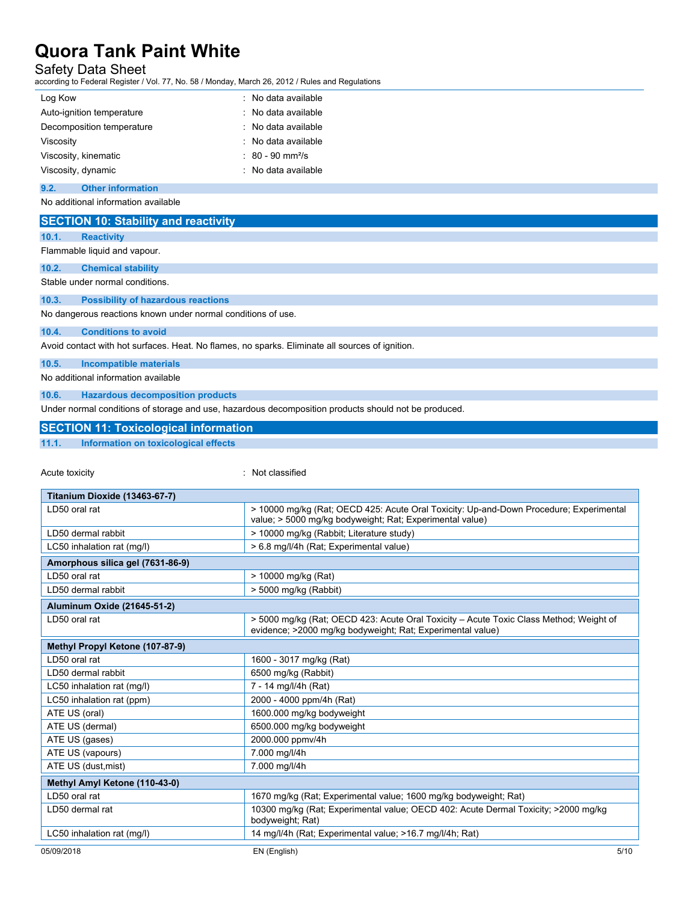| | |
|---|---|
| Log Kow | : No data available |
| Auto-ignition temperature | : No data available |
| Decomposition temperature | : No data available |
| Viscosity | : No data available |
| Viscosity, kinematic | : 80 - 90 mm²/s |
| Viscosity, dynamic | : No data available |

### 9.2. Other information

No additional information available

## SECTION 10: Stability and reactivity

### 10.1. Reactivity

Flammable liquid and vapour.

### 10.2. Chemical stability

Stable under normal conditions.

### 10.3. Possibility of hazardous reactions

No dangerous reactions known under normal conditions of use.

### 10.4. Conditions to avoid

Avoid contact with hot surfaces. Heat. No flames, no sparks. Eliminate all sources of ignition.

### 10.5. Incompatible materials

No additional information available

### 10.6. Hazardous decomposition products

Under normal conditions of storage and use, hazardous decomposition products should not be produced.

## SECTION 11: Toxicological information

### 11.1. Information on toxicological effects

Acute toxicity : Not classified

| Titanium Dioxide (13463-67-7) | |
|---|---|
| LD50 oral rat | > 10000 mg/kg (Rat; OECD 425: Acute Oral Toxicity: Up-and-Down Procedure; Experimental value; > 5000 mg/kg bodyweight; Rat; Experimental value) |
| LD50 dermal rabbit | > 10000 mg/kg (Rabbit; Literature study) |
| LC50 inhalation rat (mg/l) | > 6.8 mg/l/4h (Rat; Experimental value) |

| Amorphous silica gel (7631-86-9) | |
|---|---|
| LD50 oral rat | > 10000 mg/kg (Rat) |
| LD50 dermal rabbit | > 5000 mg/kg (Rabbit) |

| Aluminum Oxide (21645-51-2) | |
|---|---|
| LD50 oral rat | > 5000 mg/kg (Rat; OECD 423: Acute Oral Toxicity – Acute Toxic Class Method; Weight of evidence; >2000 mg/kg bodyweight; Rat; Experimental value) |

| Methyl Propyl Ketone (107-87-9) | |
|---|---|
| LD50 oral rat | 1600 - 3017 mg/kg (Rat) |
| LD50 dermal rabbit | 6500 mg/kg (Rabbit) |
| LC50 inhalation rat (mg/l) | 7 - 14 mg/l/4h (Rat) |
| LC50 inhalation rat (ppm) | 2000 - 4000 ppm/4h (Rat) |
| ATE US (oral) | 1600.000 mg/kg bodyweight |
| ATE US (dermal) | 6500.000 mg/kg bodyweight |
| ATE US (gases) | 2000.000 ppmv/4h |
| ATE US (vapours) | 7.000 mg/l/4h |
| ATE US (dust,mist) | 7.000 mg/l/4h |

| Methyl Amyl Ketone (110-43-0) | |
|---|---|
| LD50 oral rat | 1670 mg/kg (Rat; Experimental value; 1600 mg/kg bodyweight; Rat) |
| LD50 dermal rat | 10300 mg/kg (Rat; Experimental value; OECD 402: Acute Dermal Toxicity; >2000 mg/kg bodyweight; Rat) |
| LC50 inhalation rat (mg/l) | 14 mg/l/4h (Rat; Experimental value; >16.7 mg/l/4h; Rat) |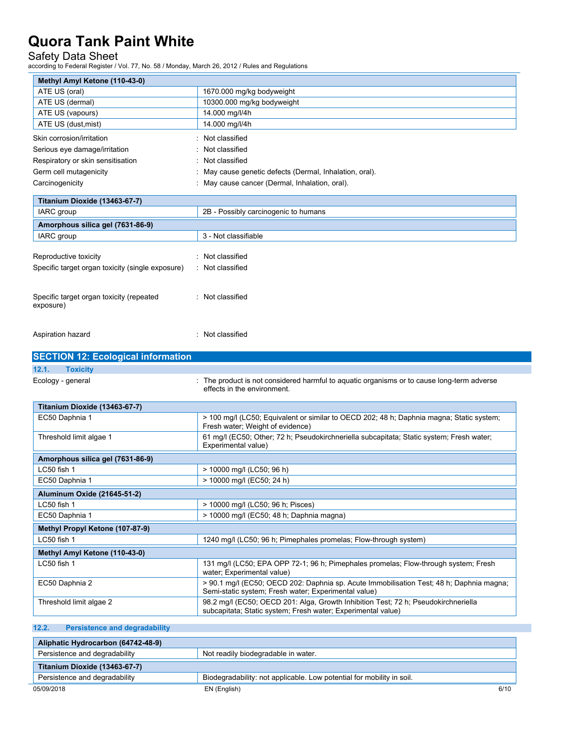| Methyl Amyl Ketone (110-43-0) | |
|---|---|
| ATE US (oral) | 1670.000 mg/kg bodyweight |
| ATE US (dermal) | 10300.000 mg/kg bodyweight |
| ATE US (vapours) | 14.000 mg/l/4h |
| ATE US (dust,mist) | 14.000 mg/l/4h |

Skin corrosion/irritation : Not classified

Serious eye damage/irritation : Not classified

Respiratory or skin sensitisation : Not classified

Germ cell mutagenicity : May cause genetic defects (Dermal, Inhalation, oral).

Carcinogenicity : May cause cancer (Dermal, Inhalation, oral).

| Titanium Dioxide (13463-67-7) | |
|---|---|
| IARC group | 2B - Possibly carcinogenic to humans |
| **Amorphous silica gel (7631-86-9)** | |
| IARC group | 3 - Not classifiable |

Reproductive toxicity : Not classified

Specific target organ toxicity (single exposure) : Not classified

Specific target organ toxicity (repeated exposure) : Not classified

Aspiration hazard : Not classified

## SECTION 12: Ecological information

### 12.1. Toxicity

Ecology - general : The product is not considered harmful to aquatic organisms or to cause long-term adverse effects in the environment.

| Titanium Dioxide (13463-67-7) | |
|---|---|
| EC50 Daphnia 1 | > 100 mg/l (LC50; Equivalent or similar to OECD 202; 48 h; Daphnia magna; Static system; Fresh water; Weight of evidence) |
| Threshold limit algae 1 | 61 mg/l (EC50; Other; 72 h; Pseudokirchneriella subcapitata; Static system; Fresh water; Experimental value) |
| **Amorphous silica gel (7631-86-9)** | |
| LC50 fish 1 | > 10000 mg/l (LC50; 96 h) |
| EC50 Daphnia 1 | > 10000 mg/l (EC50; 24 h) |
| **Aluminum Oxide (21645-51-2)** | |
| LC50 fish 1 | > 10000 mg/l (LC50; 96 h; Pisces) |
| EC50 Daphnia 1 | > 10000 mg/l (EC50; 48 h; Daphnia magna) |
| **Methyl Propyl Ketone (107-87-9)** | |
| LC50 fish 1 | 1240 mg/l (LC50; 96 h; Pimephales promelas; Flow-through system) |
| **Methyl Amyl Ketone (110-43-0)** | |
| LC50 fish 1 | 131 mg/l (LC50; EPA OPP 72-1; 96 h; Pimephales promelas; Flow-through system; Fresh water; Experimental value) |
| EC50 Daphnia 2 | > 90.1 mg/l (EC50; OECD 202: Daphnia sp. Acute Immobilisation Test; 48 h; Daphnia magna; Semi-static system; Fresh water; Experimental value) |
| Threshold limit algae 2 | 98.2 mg/l (EC50; OECD 201: Alga, Growth Inhibition Test; 72 h; Pseudokirchneriella subcapitata; Static system; Fresh water; Experimental value) |

### 12.2. Persistence and degradability

| Aliphatic Hydrocarbon (64742-48-9) | |
|---|---|
| Persistence and degradability | Not readily biodegradable in water. |
| **Titanium Dioxide (13463-67-7)** | |
| Persistence and degradability | Biodegradability: not applicable. Low potential for mobility in soil. |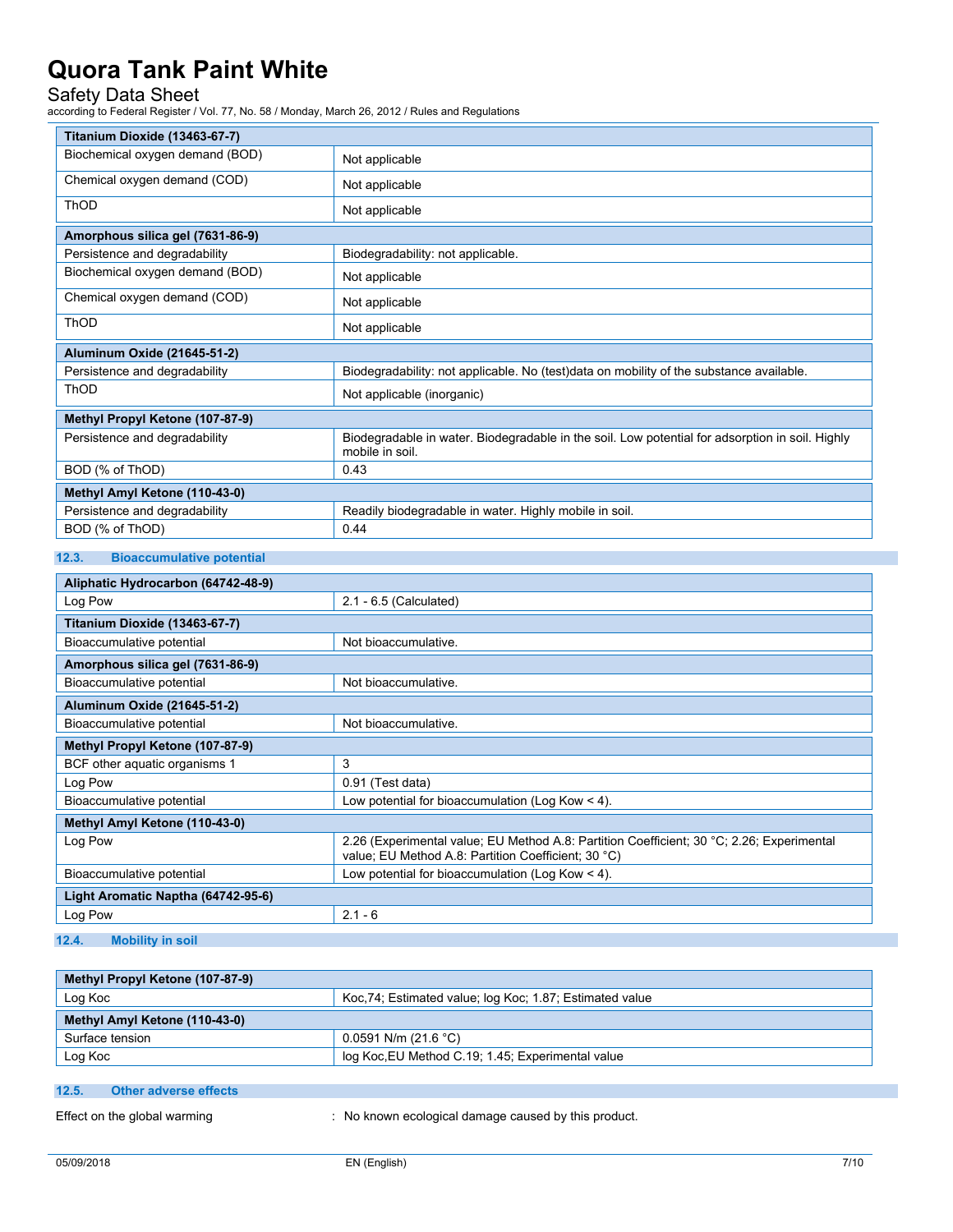| Titanium Dioxide (13463-67-7) | |
|---|---|
| Biochemical oxygen demand (BOD) | Not applicable |
| Chemical oxygen demand (COD) | Not applicable |
| ThOD | Not applicable |

| Amorphous silica gel (7631-86-9) | |
|---|---|
| Persistence and degradability | Biodegradability: not applicable. |
| Biochemical oxygen demand (BOD) | Not applicable |
| Chemical oxygen demand (COD) | Not applicable |
| ThOD | Not applicable |

| Aluminum Oxide (21645-51-2) | |
|---|---|
| Persistence and degradability | Biodegradability: not applicable. No (test)data on mobility of the substance available. |
| ThOD | Not applicable (inorganic) |

| Methyl Propyl Ketone (107-87-9) | |
|---|---|
| Persistence and degradability | Biodegradable in water. Biodegradable in the soil. Low potential for adsorption in soil. Highly mobile in soil. |
| BOD (% of ThOD) | 0.43 |

| Methyl Amyl Ketone (110-43-0) | |
|---|---|
| Persistence and degradability | Readily biodegradable in water. Highly mobile in soil. |
| BOD (% of ThOD) | 0.44 |

## 12.3. Bioaccumulative potential

| Aliphatic Hydrocarbon (64742-48-9) | |
|---|---|
| Log Pow | 2.1 - 6.5 (Calculated) |

| Titanium Dioxide (13463-67-7) | |
|---|---|
| Bioaccumulative potential | Not bioaccumulative. |

| Amorphous silica gel (7631-86-9) | |
|---|---|
| Bioaccumulative potential | Not bioaccumulative. |

| Aluminum Oxide (21645-51-2) | |
|---|---|
| Bioaccumulative potential | Not bioaccumulative. |

| Methyl Propyl Ketone (107-87-9) | |
|---|---|
| BCF other aquatic organisms 1 | 3 |
| Log Pow | 0.91 (Test data) |
| Bioaccumulative potential | Low potential for bioaccumulation (Log Kow < 4). |

| Methyl Amyl Ketone (110-43-0) | |
|---|---|
| Log Pow | 2.26 (Experimental value; EU Method A.8: Partition Coefficient; 30 °C; 2.26; Experimental value; EU Method A.8: Partition Coefficient; 30 °C) |
| Bioaccumulative potential | Low potential for bioaccumulation (Log Kow < 4). |

| Light Aromatic Naptha (64742-95-6) | |
|---|---|
| Log Pow | 2.1 - 6 |

## 12.4. Mobility in soil

| Methyl Propyl Ketone (107-87-9) | |
|---|---|
| Log Koc | Koc,74; Estimated value; log Koc; 1.87; Estimated value |

| Methyl Amyl Ketone (110-43-0) | |
|---|---|
| Surface tension | 0.0591 N/m (21.6 °C) |
| Log Koc | log Koc,EU Method C.19; 1.45; Experimental value |

## 12.5. Other adverse effects

Effect on the global warming : No known ecological damage caused by this product.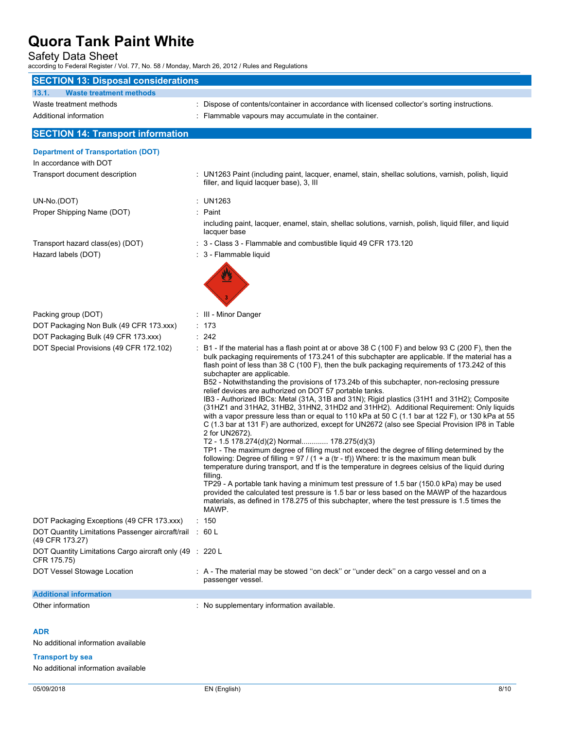## SECTION 13: Disposal considerations

### 13.1. Waste treatment methods

| | |
|---|---|
| Waste treatment methods | : Dispose of contents/container in accordance with licensed collector's sorting instructions. |
| Additional information | : Flammable vapours may accumulate in the container. |

## SECTION 14: Transport information

### Department of Transportation (DOT)

In accordance with DOT

| | |
|---|---|
| Transport document description | : UN1263 Paint (including paint, lacquer, enamel, stain, shellac solutions, varnish, polish, liquid filler, and liquid lacquer base), 3, III |
| UN-No.(DOT) | : UN1263 |
| Proper Shipping Name (DOT) | : Paint<br>including paint, lacquer, enamel, stain, shellac solutions, varnish, polish, liquid filler, and liquid lacquer base |
| Transport hazard class(es) (DOT) | : 3 - Class 3 - Flammable and combustible liquid 49 CFR 173.120 |
| Hazard labels (DOT) | : 3 - Flammable liquid |
| Packing group (DOT) | : III - Minor Danger |
| DOT Packaging Non Bulk (49 CFR 173.xxx) | : 173 |
| DOT Packaging Bulk (49 CFR 173.xxx) | : 242 |
| DOT Special Provisions (49 CFR 172.102) | : B1 - If the material has a flash point at or above 38 C (100 F) and below 93 C (200 F), then the bulk packaging requirements of 173.241 of this subchapter are applicable. If the material has a flash point of less than 38 C (100 F), then the bulk packaging requirements of 173.242 of this subchapter are applicable.<br>B52 - Notwithstanding the provisions of 173.24b of this subchapter, non-reclosing pressure relief devices are authorized on DOT 57 portable tanks.<br>IB3 - Authorized IBCs: Metal (31A, 31B and 31N); Rigid plastics (31H1 and 31H2); Composite (31HZ1 and 31HA2, 31HB2, 31HN2, 31HD2 and 31HH2). Additional Requirement: Only liquids with a vapor pressure less than or equal to 110 kPa at 50 C (1.1 bar at 122 F), or 130 kPa at 55 C (1.3 bar at 131 F) are authorized, except for UN2672 (also see Special Provision IP8 in Table 2 for UN2672).<br>T2 - 1.5 178.274(d)(2) Normal............ 178.275(d)(3)<br>TP1 - The maximum degree of filling must not exceed the degree of filling determined by the following: Degree of filling = 97 / (1 + a (tr - tf)) Where: tr is the maximum mean bulk temperature during transport, and tf is the temperature in degrees celsius of the liquid during filling.<br>TP29 - A portable tank having a minimum test pressure of 1.5 bar (150.0 kPa) may be used provided the calculated test pressure is 1.5 bar or less based on the MAWP of the hazardous materials, as defined in 178.275 of this subchapter, where the test pressure is 1.5 times the MAWP. |
| DOT Packaging Exceptions (49 CFR 173.xxx) | : 150 |
| DOT Quantity Limitations Passenger aircraft/rail (49 CFR 173.27) | : 60 L |
| DOT Quantity Limitations Cargo aircraft only (49 CFR 175.75) | : 220 L |
| DOT Vessel Stowage Location | : A - The material may be stowed "on deck" or "under deck" on a cargo vessel and on a passenger vessel. |

### Additional information

| | |
|---|---|
| Other information | : No supplementary information available. |

### ADR

No additional information available

### Transport by sea

No additional information available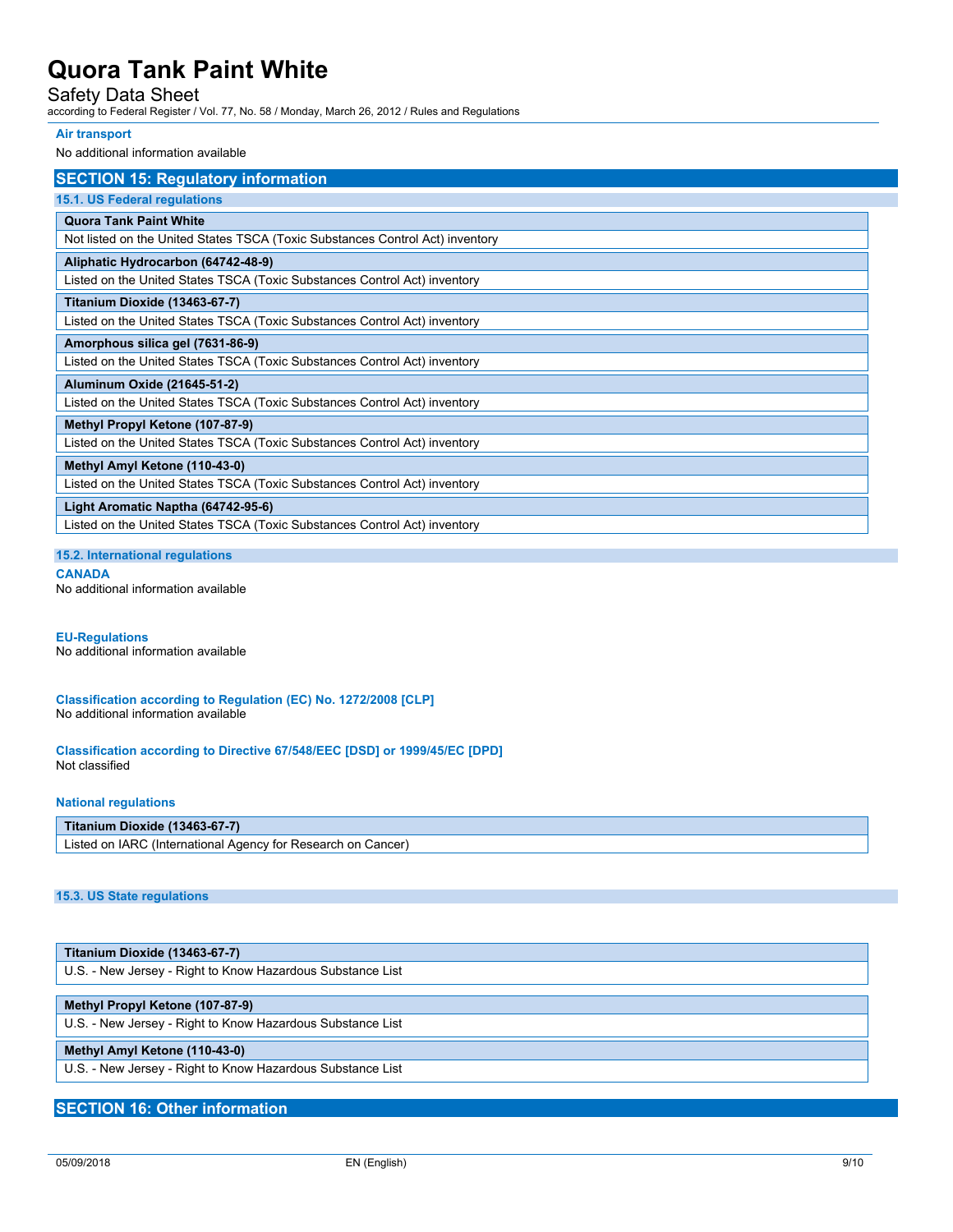**Air transport**

No additional information available

## SECTION 15: Regulatory information

### 15.1. US Federal regulations

| Quora Tank Paint White |
|---|
| Not listed on the United States TSCA (Toxic Substances Control Act) inventory |

| Aliphatic Hydrocarbon (64742-48-9) |
|---|
| Listed on the United States TSCA (Toxic Substances Control Act) inventory |

| Titanium Dioxide (13463-67-7) |
|---|
| Listed on the United States TSCA (Toxic Substances Control Act) inventory |

| Amorphous silica gel (7631-86-9) |
|---|
| Listed on the United States TSCA (Toxic Substances Control Act) inventory |

| Aluminum Oxide (21645-51-2) |
|---|
| Listed on the United States TSCA (Toxic Substances Control Act) inventory |

| Methyl Propyl Ketone (107-87-9) |
|---|
| Listed on the United States TSCA (Toxic Substances Control Act) inventory |

| Methyl Amyl Ketone (110-43-0) |
|---|
| Listed on the United States TSCA (Toxic Substances Control Act) inventory |

| Light Aromatic Naptha (64742-95-6) |
|---|
| Listed on the United States TSCA (Toxic Substances Control Act) inventory |

### 15.2. International regulations

**CANADA**

No additional information available

**EU-Regulations**

No additional information available

**Classification according to Regulation (EC) No. 1272/2008 [CLP]**

No additional information available

**Classification according to Directive 67/548/EEC [DSD] or 1999/45/EC [DPD]**

Not classified

**National regulations**

| Titanium Dioxide (13463-67-7) |
|---|
| Listed on IARC (International Agency for Research on Cancer) |

### 15.3. US State regulations

| Titanium Dioxide (13463-67-7) |
|---|
| U.S. - New Jersey - Right to Know Hazardous Substance List |

| Methyl Propyl Ketone (107-87-9) |
|---|
| U.S. - New Jersey - Right to Know Hazardous Substance List |

| Methyl Amyl Ketone (110-43-0) |
|---|
| U.S. - New Jersey - Right to Know Hazardous Substance List |

## SECTION 16: Other information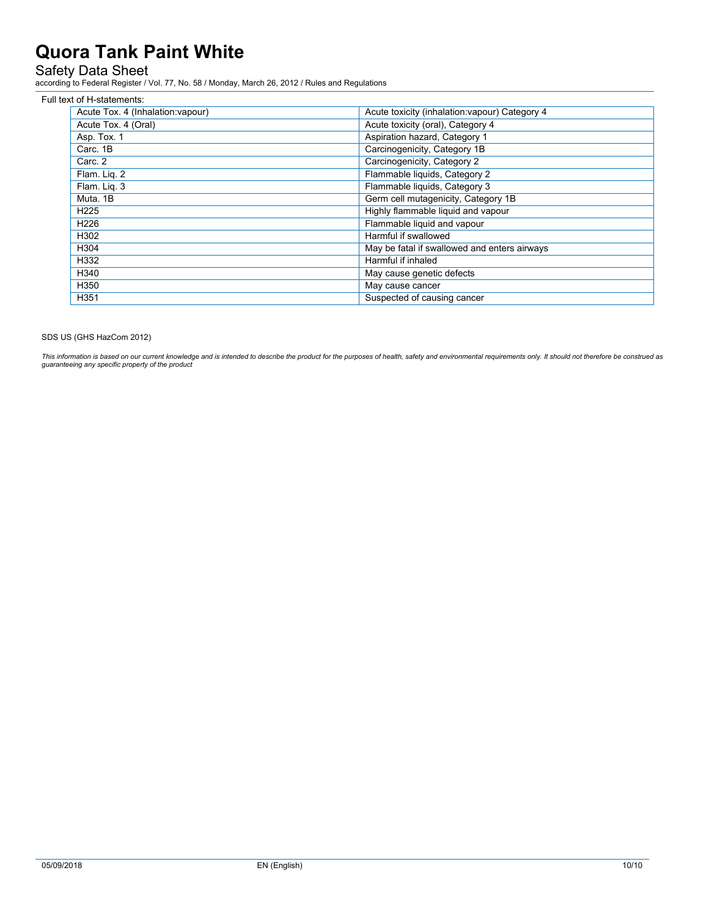Full text of H-statements:

| | |
|---|---|
| Acute Tox. 4 (Inhalation:vapour) | Acute toxicity (inhalation:vapour) Category 4 |
| Acute Tox. 4 (Oral) | Acute toxicity (oral), Category 4 |
| Asp. Tox. 1 | Aspiration hazard, Category 1 |
| Carc. 1B | Carcinogenicity, Category 1B |
| Carc. 2 | Carcinogenicity, Category 2 |
| Flam. Liq. 2 | Flammable liquids, Category 2 |
| Flam. Liq. 3 | Flammable liquids, Category 3 |
| Muta. 1B | Germ cell mutagenicity, Category 1B |
| H225 | Highly flammable liquid and vapour |
| H226 | Flammable liquid and vapour |
| H302 | Harmful if swallowed |
| H304 | May be fatal if swallowed and enters airways |
| H332 | Harmful if inhaled |
| H340 | May cause genetic defects |
| H350 | May cause cancer |
| H351 | Suspected of causing cancer |

SDS US (GHS HazCom 2012)

*This information is based on our current knowledge and is intended to describe the product for the purposes of health, safety and environmental requirements only. It should not therefore be construed as guaranteeing any specific property of the product*